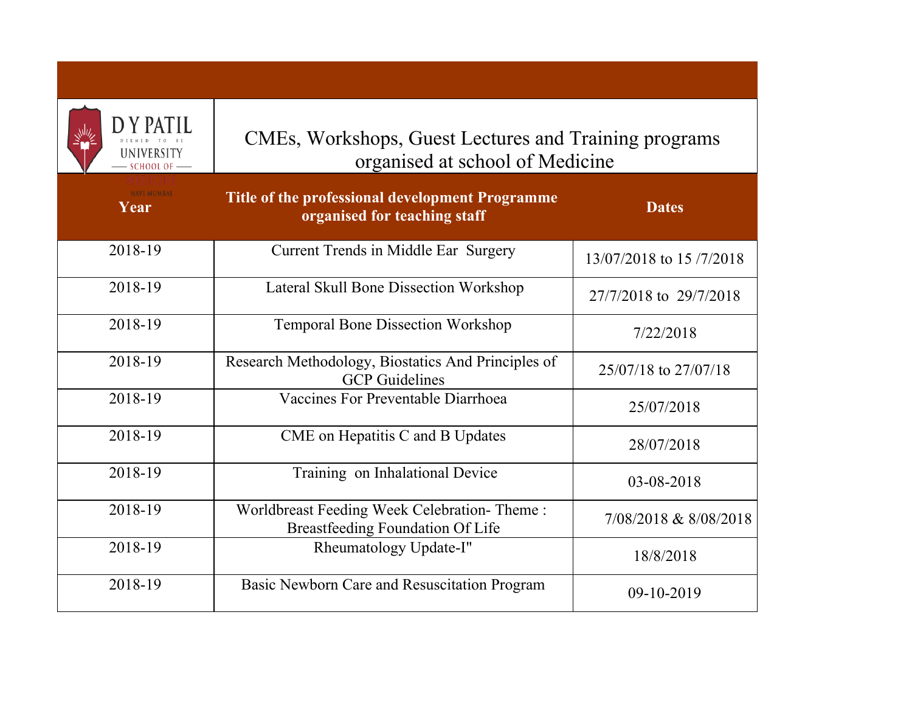# CMEs, Workshops, Guest Lectures and Training programs organised at school of Medicine

| Year | Title of the professional development Programme organised for teaching staff | Dates |
|---|---|---|
| 2018-19 | Current Trends in Middle Ear Surgery | 13/07/2018 to 15 /7/2018 |
| 2018-19 | Lateral Skull Bone Dissection Workshop | 27/7/2018 to 29/7/2018 |
| 2018-19 | Temporal Bone Dissection Workshop | 7/22/2018 |
| 2018-19 | Research Methodology, Biostatics And Principles of GCP Guidelines | 25/07/18 to 27/07/18 |
| 2018-19 | Vaccines For Preventable Diarrhoea | 25/07/2018 |
| 2018-19 | CME on Hepatitis C and B Updates | 28/07/2018 |
| 2018-19 | Training on Inhalational Device | 03-08-2018 |
| 2018-19 | Worldbreast Feeding Week Celebration- Theme : Breastfeeding Foundation Of Life | 7/08/2018 & 8/08/2018 |
| 2018-19 | Rheumatology Update-I" | 18/8/2018 |
| 2018-19 | Basic Newborn Care and Resuscitation Program | 09-10-2019 |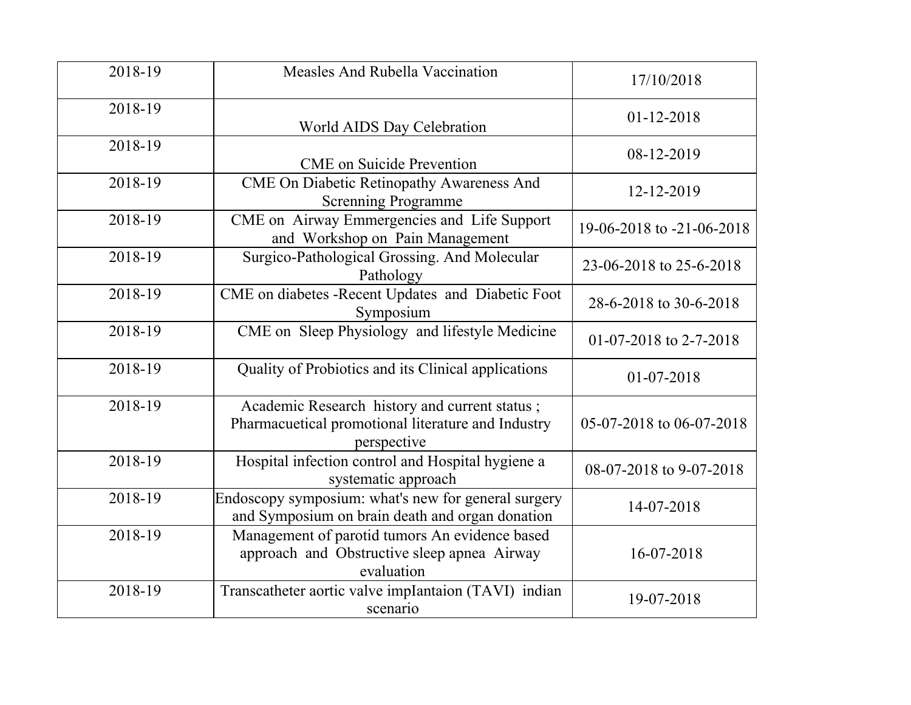| 2018-19 | Measles And Rubella Vaccination | 17/10/2018 |
|---|---|---|
| 2018-19 | World AIDS Day Celebration | 01-12-2018 |
| 2018-19 | CME on Suicide Prevention | 08-12-2019 |
| 2018-19 | CME On Diabetic Retinopathy Awareness And Screnning Programme | 12-12-2019 |
| 2018-19 | CME on Airway Emmergencies and Life Support and Workshop on Pain Management | 19-06-2018 to -21-06-2018 |
| 2018-19 | Surgico-Pathological Grossing. And Molecular Pathology | 23-06-2018 to 25-6-2018 |
| 2018-19 | CME on diabetes -Recent Updates and Diabetic Foot Symposium | 28-6-2018 to 30-6-2018 |
| 2018-19 | CME on Sleep Physiology and lifestyle Medicine | 01-07-2018 to 2-7-2018 |
| 2018-19 | Quality of Probiotics and its Clinical applications | 01-07-2018 |
| 2018-19 | Academic Research history and current status ; Pharmacuetical promotional literature and Industry perspective | 05-07-2018 to 06-07-2018 |
| 2018-19 | Hospital infection control and Hospital hygiene a systematic approach | 08-07-2018 to 9-07-2018 |
| 2018-19 | Endoscopy symposium: what's new for general surgery and Symposium on brain death and organ donation | 14-07-2018 |
| 2018-19 | Management of parotid tumors An evidence based approach and Obstructive sleep apnea Airway evaluation | 16-07-2018 |
| 2018-19 | Transcatheter aortic valve impIantaion (TAVI) indian scenario | 19-07-2018 |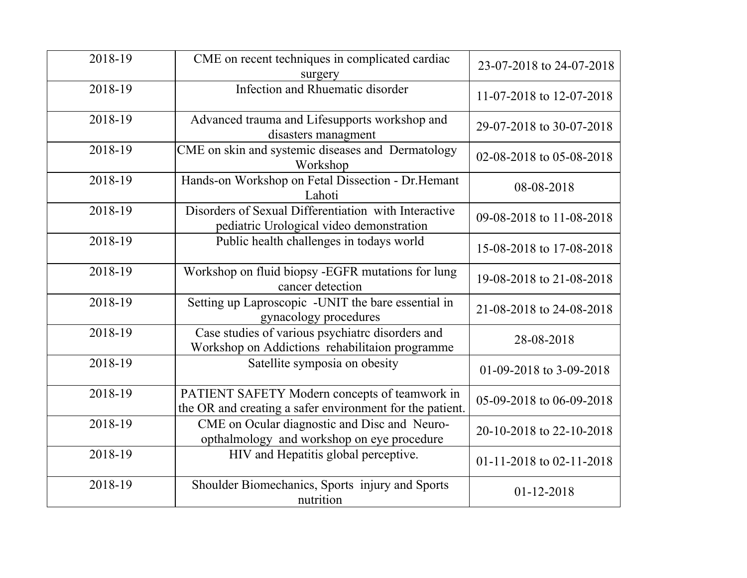| 2018-19 | CME on recent techniques in complicated cardiac surgery | 23-07-2018 to 24-07-2018 |
|---|---|---|
| 2018-19 | Infection and Rhuematic disorder | 11-07-2018 to 12-07-2018 |
| 2018-19 | Advanced trauma and Lifesupports workshop and disasters managment | 29-07-2018 to 30-07-2018 |
| 2018-19 | CME on skin and systemic diseases and Dermatology Workshop | 02-08-2018 to 05-08-2018 |
| 2018-19 | Hands-on Workshop on Fetal Dissection - Dr.Hemant Lahoti | 08-08-2018 |
| 2018-19 | Disorders of Sexual Differentiation with Interactive pediatric Urological video demonstration | 09-08-2018 to 11-08-2018 |
| 2018-19 | Public health challenges in todays world | 15-08-2018 to 17-08-2018 |
| 2018-19 | Workshop on fluid biopsy -EGFR mutations for lung cancer detection | 19-08-2018 to 21-08-2018 |
| 2018-19 | Setting up Laproscopic -UNIT the bare essential in gynacology procedures | 21-08-2018 to 24-08-2018 |
| 2018-19 | Case studies of various psychiatrc disorders and Workshop on Addictions rehabilitaion programme | 28-08-2018 |
| 2018-19 | Satellite symposia on obesity | 01-09-2018 to 3-09-2018 |
| 2018-19 | PATIENT SAFETY Modern concepts of teamwork in the OR and creating a safer environment for the patient. | 05-09-2018 to 06-09-2018 |
| 2018-19 | CME on Ocular diagnostic and Disc and Neuro-opthalmology and workshop on eye procedure | 20-10-2018 to 22-10-2018 |
| 2018-19 | HIV and Hepatitis global perceptive. | 01-11-2018 to 02-11-2018 |
| 2018-19 | Shoulder Biomechanics, Sports injury and Sports nutrition | 01-12-2018 |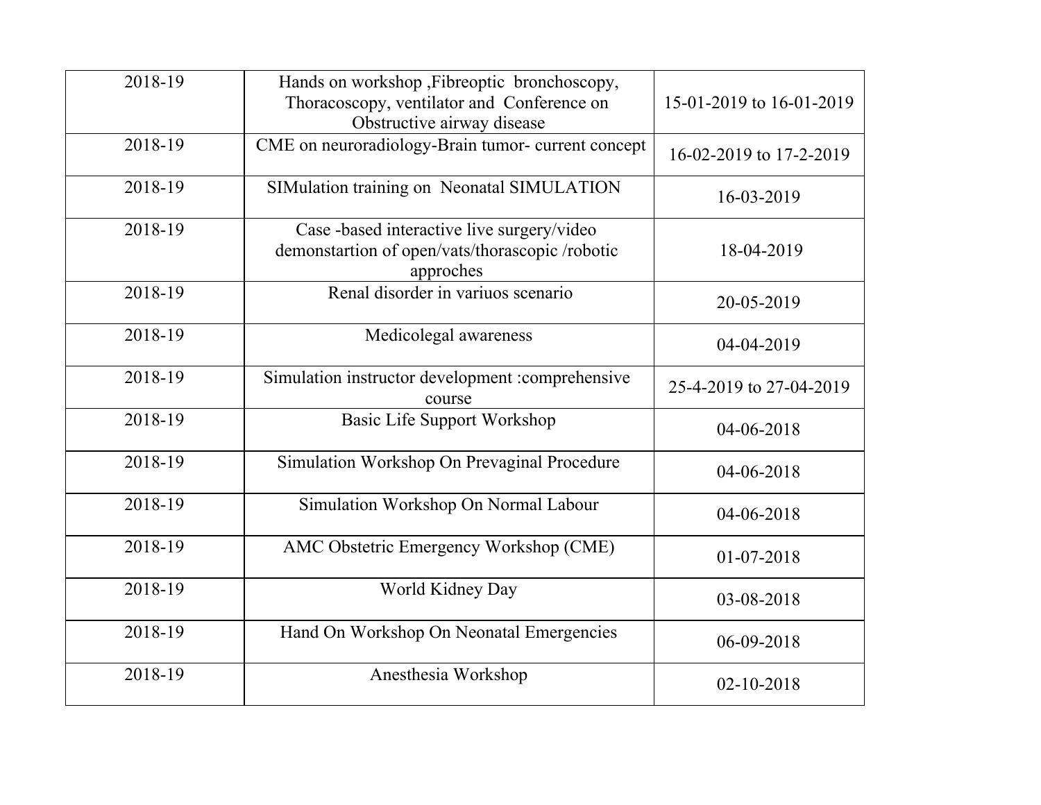| 2018-19 | Hands on workshop ,Fibreoptic bronchoscopy, Thoracoscopy, ventilator and Conference on Obstructive airway disease | 15-01-2019 to 16-01-2019 |
|---|---|---|
| 2018-19 | CME on neuroradiology-Brain tumor- current concept | 16-02-2019 to 17-2-2019 |
| 2018-19 | SIMulation training on Neonatal SIMULATION | 16-03-2019 |
| 2018-19 | Case -based interactive live surgery/video demonstartion of open/vats/thorascopic /robotic approches | 18-04-2019 |
| 2018-19 | Renal disorder in variuos scenario | 20-05-2019 |
| 2018-19 | Medicolegal awareness | 04-04-2019 |
| 2018-19 | Simulation instructor development :comprehensive course | 25-4-2019 to 27-04-2019 |
| 2018-19 | Basic Life Support Workshop | 04-06-2018 |
| 2018-19 | Simulation Workshop On Prevaginal Procedure | 04-06-2018 |
| 2018-19 | Simulation Workshop On Normal Labour | 04-06-2018 |
| 2018-19 | AMC Obstetric Emergency Workshop (CME) | 01-07-2018 |
| 2018-19 | World Kidney Day | 03-08-2018 |
| 2018-19 | Hand On Workshop On Neonatal Emergencies | 06-09-2018 |
| 2018-19 | Anesthesia Workshop | 02-10-2018 |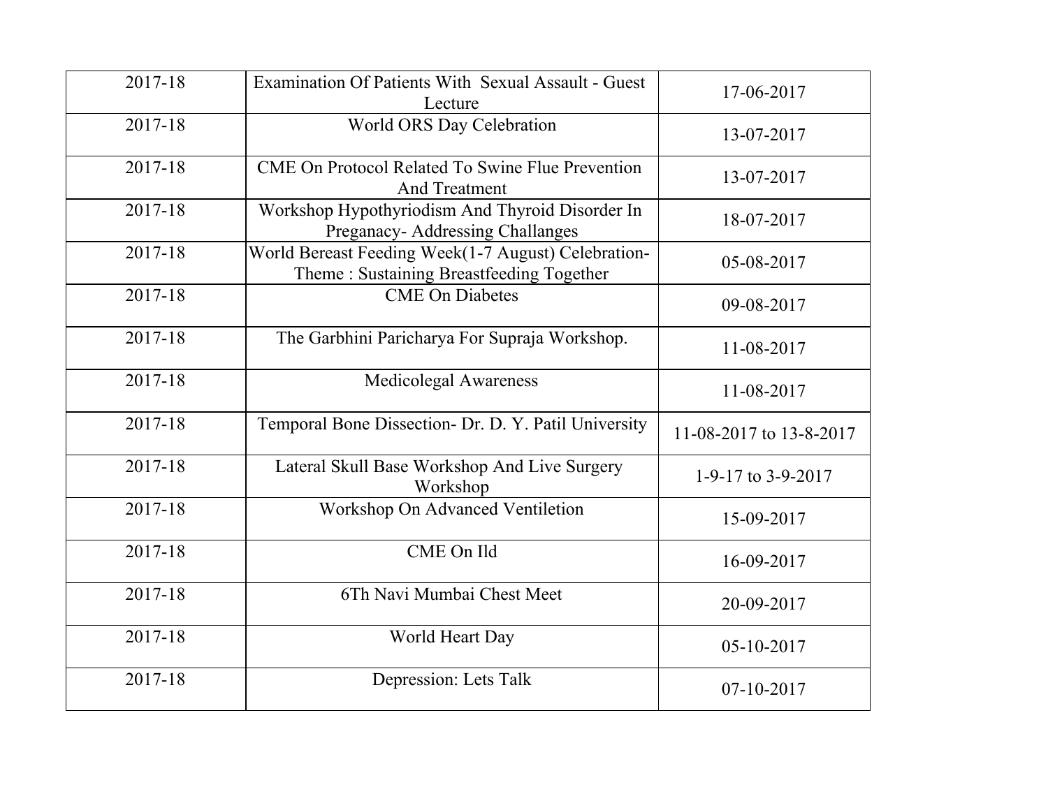| 2017-18 | Examination Of Patients With Sexual Assault - Guest Lecture | 17-06-2017 |
|---|---|---|
| 2017-18 | World ORS Day Celebration | 13-07-2017 |
| 2017-18 | CME On Protocol Related To Swine Flue Prevention And Treatment | 13-07-2017 |
| 2017-18 | Workshop Hypothyriodism And Thyroid Disorder In Preganacy- Addressing Challanges | 18-07-2017 |
| 2017-18 | World Bereast Feeding Week(1-7 August) Celebration- Theme : Sustaining Breastfeeding Together | 05-08-2017 |
| 2017-18 | CME On Diabetes | 09-08-2017 |
| 2017-18 | The Garbhini Paricharya For Supraja Workshop. | 11-08-2017 |
| 2017-18 | Medicolegal Awareness | 11-08-2017 |
| 2017-18 | Temporal Bone Dissection- Dr. D. Y. Patil University | 11-08-2017 to 13-8-2017 |
| 2017-18 | Lateral Skull Base Workshop And Live Surgery Workshop | 1-9-17 to 3-9-2017 |
| 2017-18 | Workshop On Advanced Ventiletion | 15-09-2017 |
| 2017-18 | CME On Ild | 16-09-2017 |
| 2017-18 | 6Th Navi Mumbai Chest Meet | 20-09-2017 |
| 2017-18 | World Heart Day | 05-10-2017 |
| 2017-18 | Depression: Lets Talk | 07-10-2017 |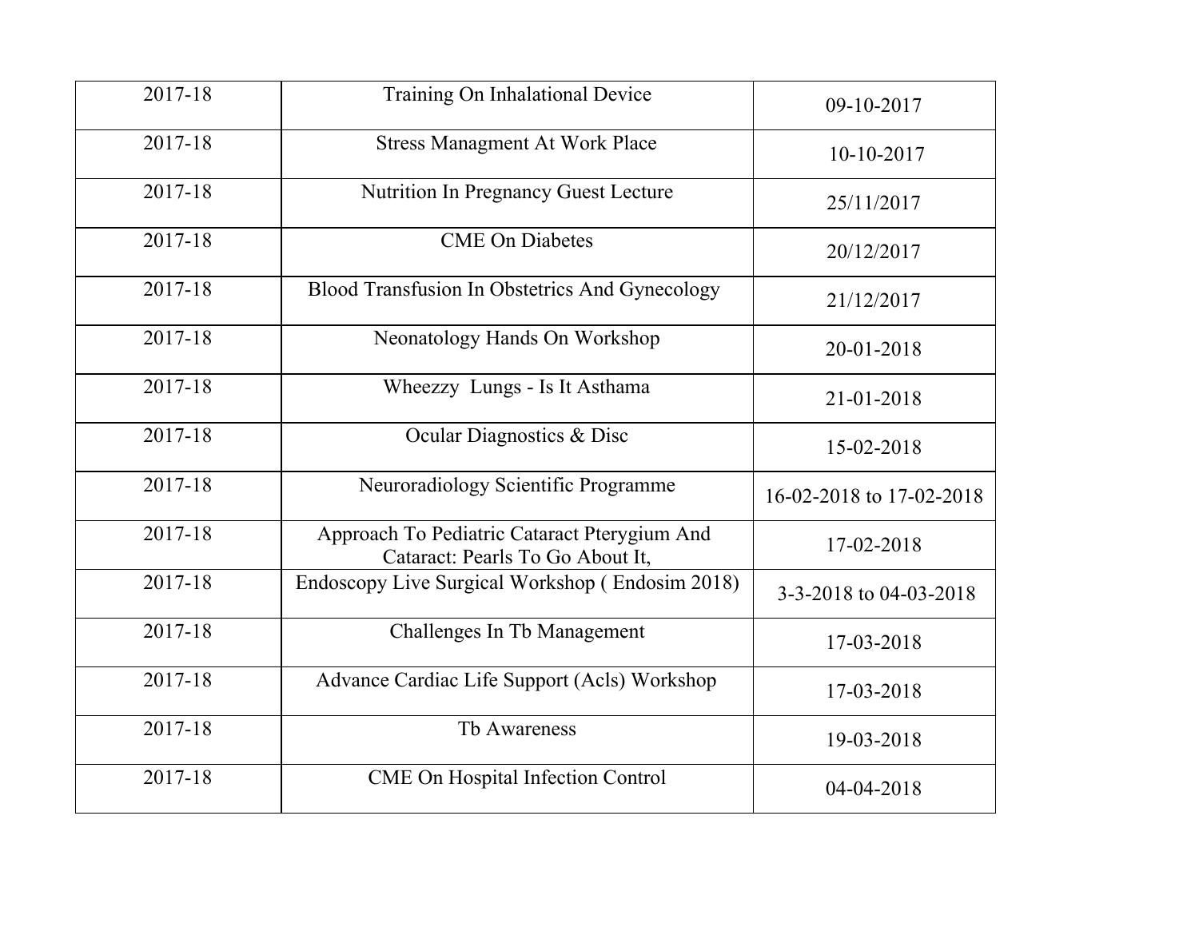| | | |
|---|---|---|
| 2017-18 | Training On Inhalational Device | 09-10-2017 |
| 2017-18 | Stress Managment At Work Place | 10-10-2017 |
| 2017-18 | Nutrition In Pregnancy Guest Lecture | 25/11/2017 |
| 2017-18 | CME On Diabetes | 20/12/2017 |
| 2017-18 | Blood Transfusion In Obstetrics And Gynecology | 21/12/2017 |
| 2017-18 | Neonatology Hands On Workshop | 20-01-2018 |
| 2017-18 | Wheezzy Lungs - Is It Asthama | 21-01-2018 |
| 2017-18 | Ocular Diagnostics & Disc | 15-02-2018 |
| 2017-18 | Neuroradiology Scientific Programme | 16-02-2018 to 17-02-2018 |
| 2017-18 | Approach To Pediatric Cataract Pterygium And Cataract: Pearls To Go About It, | 17-02-2018 |
| 2017-18 | Endoscopy Live Surgical Workshop ( Endosim 2018) | 3-3-2018 to 04-03-2018 |
| 2017-18 | Challenges In Tb Management | 17-03-2018 |
| 2017-18 | Advance Cardiac Life Support (Acls) Workshop | 17-03-2018 |
| 2017-18 | Tb Awareness | 19-03-2018 |
| 2017-18 | CME On Hospital Infection Control | 04-04-2018 |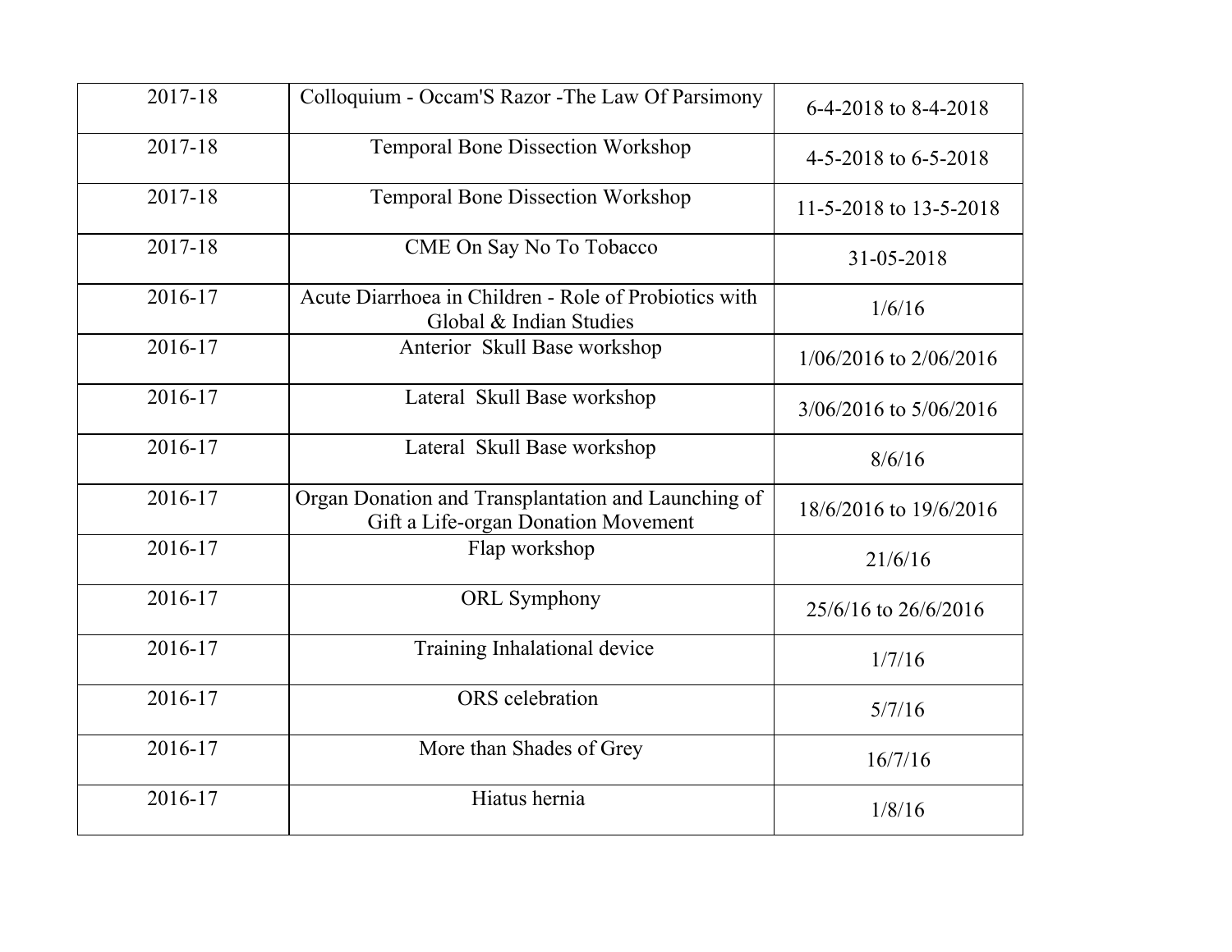| | | |
|---|---|---|
| 2017-18 | Colloquium - Occam'S Razor -The Law Of Parsimony | 6-4-2018 to 8-4-2018 |
| 2017-18 | Temporal Bone Dissection Workshop | 4-5-2018 to 6-5-2018 |
| 2017-18 | Temporal Bone Dissection Workshop | 11-5-2018 to 13-5-2018 |
| 2017-18 | CME On Say No To Tobacco | 31-05-2018 |
| 2016-17 | Acute Diarrhoea in Children - Role of Probiotics with Global & Indian Studies | 1/6/16 |
| 2016-17 | Anterior Skull Base workshop | 1/06/2016 to 2/06/2016 |
| 2016-17 | Lateral Skull Base workshop | 3/06/2016 to 5/06/2016 |
| 2016-17 | Lateral Skull Base workshop | 8/6/16 |
| 2016-17 | Organ Donation and Transplantation and Launching of Gift a Life-organ Donation Movement | 18/6/2016 to 19/6/2016 |
| 2016-17 | Flap workshop | 21/6/16 |
| 2016-17 | ORL Symphony | 25/6/16 to 26/6/2016 |
| 2016-17 | Training Inhalational device | 1/7/16 |
| 2016-17 | ORS celebration | 5/7/16 |
| 2016-17 | More than Shades of Grey | 16/7/16 |
| 2016-17 | Hiatus hernia | 1/8/16 |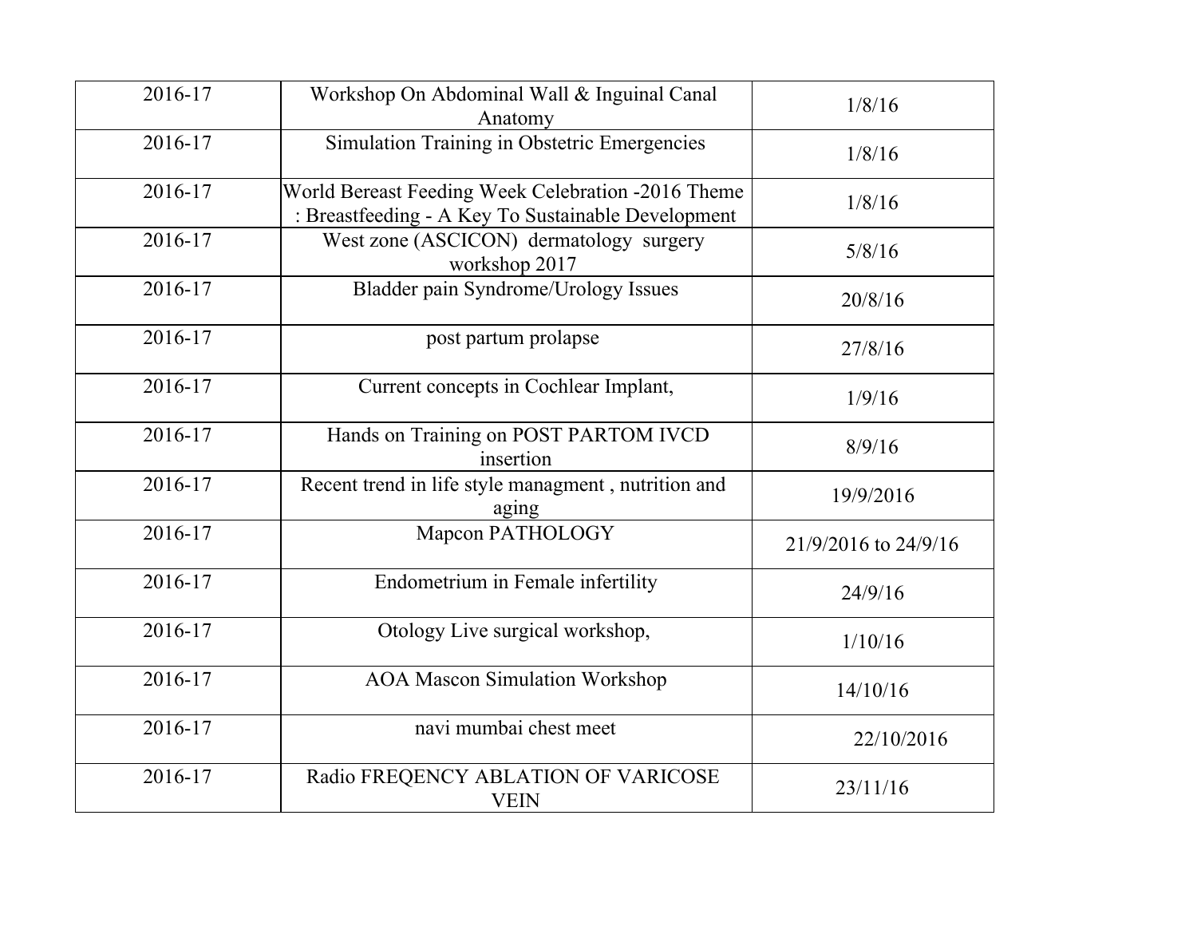| 2016-17 | Workshop On Abdominal Wall & Inguinal Canal Anatomy | 1/8/16 |
|---|---|---|
| 2016-17 | Simulation Training in Obstetric Emergencies | 1/8/16 |
| 2016-17 | World Bereast Feeding Week Celebration -2016 Theme : Breastfeeding - A Key To Sustainable Development | 1/8/16 |
| 2016-17 | West zone (ASCICON) dermatology surgery workshop 2017 | 5/8/16 |
| 2016-17 | Bladder pain Syndrome/Urology Issues | 20/8/16 |
| 2016-17 | post partum prolapse | 27/8/16 |
| 2016-17 | Current concepts in Cochlear Implant, | 1/9/16 |
| 2016-17 | Hands on Training on POST PARTOM IVCD insertion | 8/9/16 |
| 2016-17 | Recent trend in life style managment , nutrition and aging | 19/9/2016 |
| 2016-17 | Mapcon PATHOLOGY | 21/9/2016 to 24/9/16 |
| 2016-17 | Endometrium in Female infertility | 24/9/16 |
| 2016-17 | Otology Live surgical workshop, | 1/10/16 |
| 2016-17 | AOA Mascon Simulation Workshop | 14/10/16 |
| 2016-17 | navi mumbai chest meet | 22/10/2016 |
| 2016-17 | Radio FREQENCY ABLATION OF VARICOSE VEIN | 23/11/16 |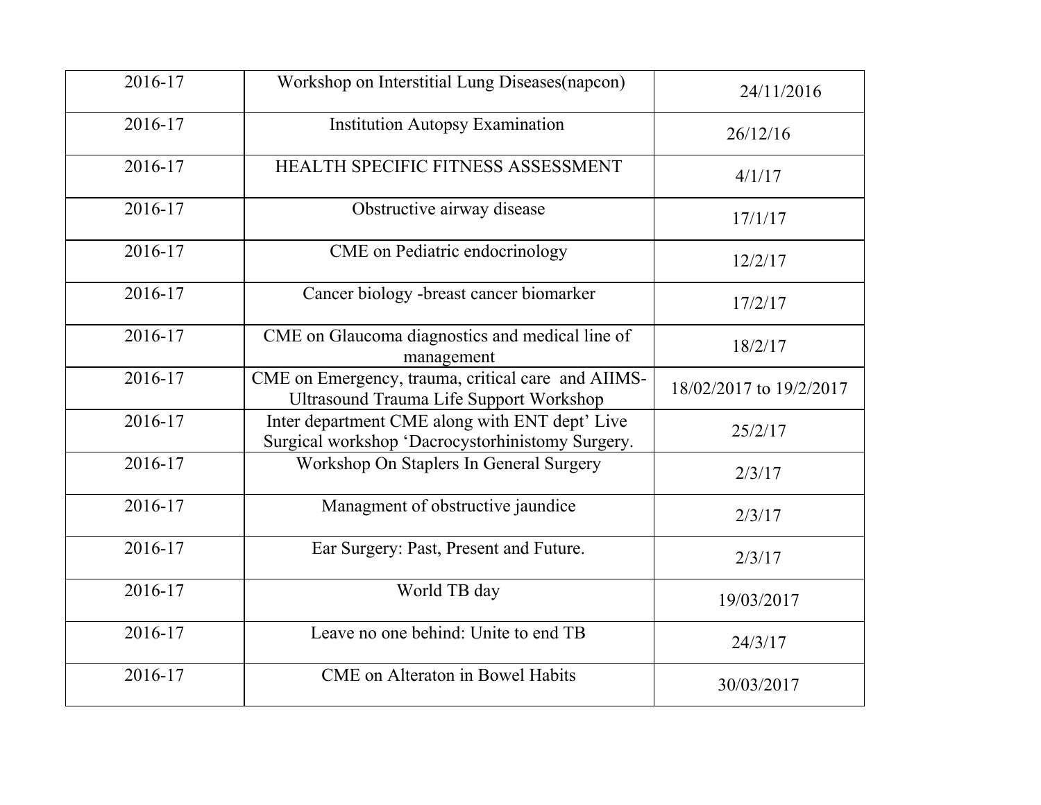| 2016-17 | Workshop on Interstitial Lung Diseases(napcon) | 24/11/2016 |
|---|---|---|
| 2016-17 | Institution Autopsy Examination | 26/12/16 |
| 2016-17 | HEALTH SPECIFIC FITNESS ASSESSMENT | 4/1/17 |
| 2016-17 | Obstructive airway disease | 17/1/17 |
| 2016-17 | CME on Pediatric endocrinology | 12/2/17 |
| 2016-17 | Cancer biology -breast cancer biomarker | 17/2/17 |
| 2016-17 | CME on Glaucoma diagnostics and medical line of management | 18/2/17 |
| 2016-17 | CME on Emergency, trauma, critical care and AIIMS- Ultrasound Trauma Life Support Workshop | 18/02/2017 to 19/2/2017 |
| 2016-17 | Inter department CME along with ENT dept' Live Surgical workshop 'Dacrocystorhinistomy Surgery. | 25/2/17 |
| 2016-17 | Workshop On Staplers In General Surgery | 2/3/17 |
| 2016-17 | Managment of obstructive jaundice | 2/3/17 |
| 2016-17 | Ear Surgery: Past, Present and Future. | 2/3/17 |
| 2016-17 | World TB day | 19/03/2017 |
| 2016-17 | Leave no one behind: Unite to end TB | 24/3/17 |
| 2016-17 | CME on Alteraton in Bowel Habits | 30/03/2017 |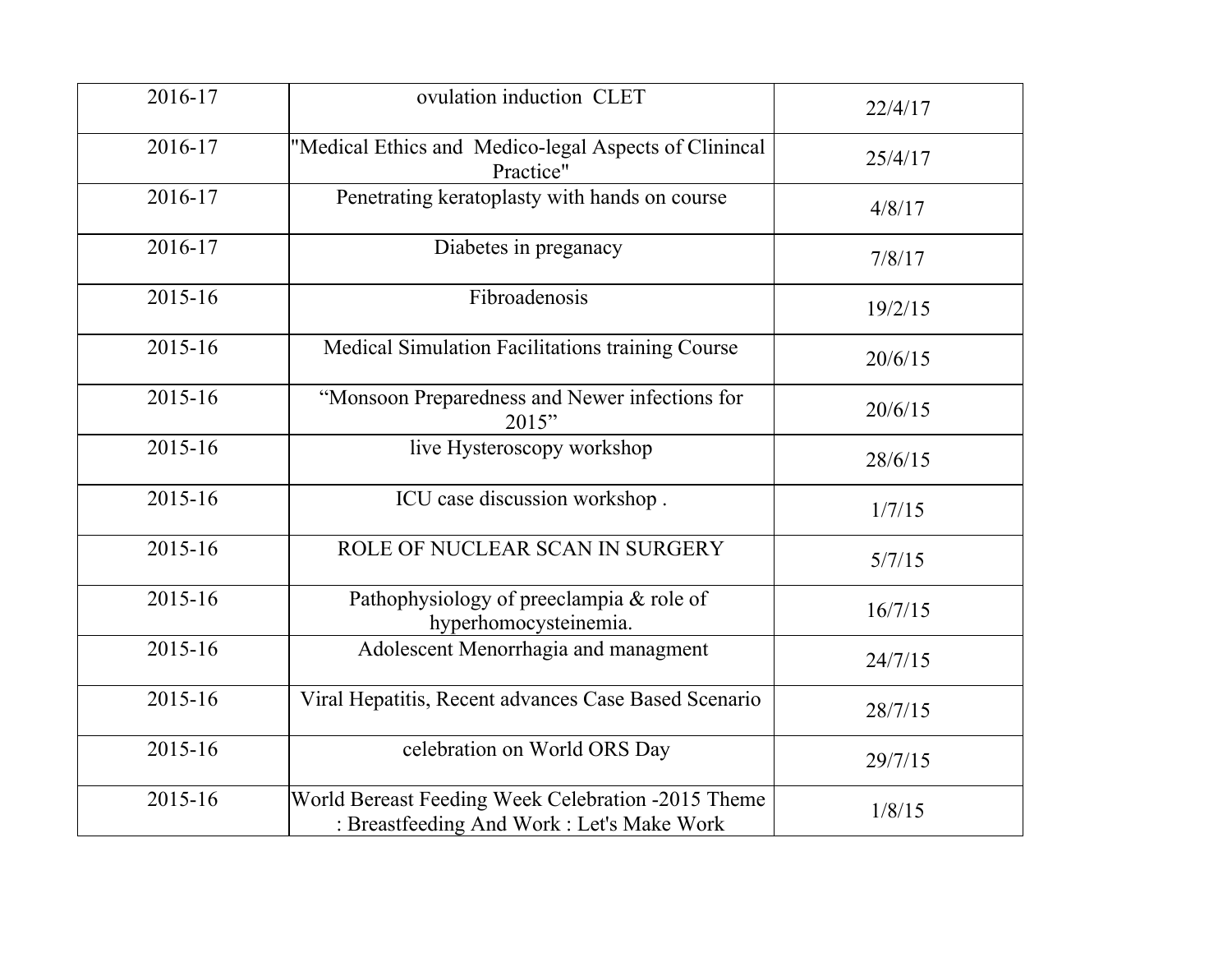| 2016-17 | ovulation induction  CLET | 22/4/17 |
|---|---|---|
| 2016-17 | "Medical Ethics and  Medico-legal Aspects of Clinincal Practice" | 25/4/17 |
| 2016-17 | Penetrating keratoplasty with hands on course | 4/8/17 |
| 2016-17 | Diabetes in preganacy | 7/8/17 |
| 2015-16 | Fibroadenosis | 19/2/15 |
| 2015-16 | Medical Simulation Facilitations training Course | 20/6/15 |
| 2015-16 | "Monsoon Preparedness and Newer infections for 2015" | 20/6/15 |
| 2015-16 | live Hysteroscopy workshop | 28/6/15 |
| 2015-16 | ICU case discussion workshop . | 1/7/15 |
| 2015-16 | ROLE OF NUCLEAR SCAN IN SURGERY | 5/7/15 |
| 2015-16 | Pathophysiology of preeclampia & role of hyperhomocysteinemia. | 16/7/15 |
| 2015-16 | Adolescent Menorrhagia and managment | 24/7/15 |
| 2015-16 | Viral Hepatitis, Recent advances Case Based Scenario | 28/7/15 |
| 2015-16 | celebration on World ORS Day | 29/7/15 |
| 2015-16 | World Bereast Feeding Week Celebration -2015 Theme : Breastfeeding And Work : Let's Make Work | 1/8/15 |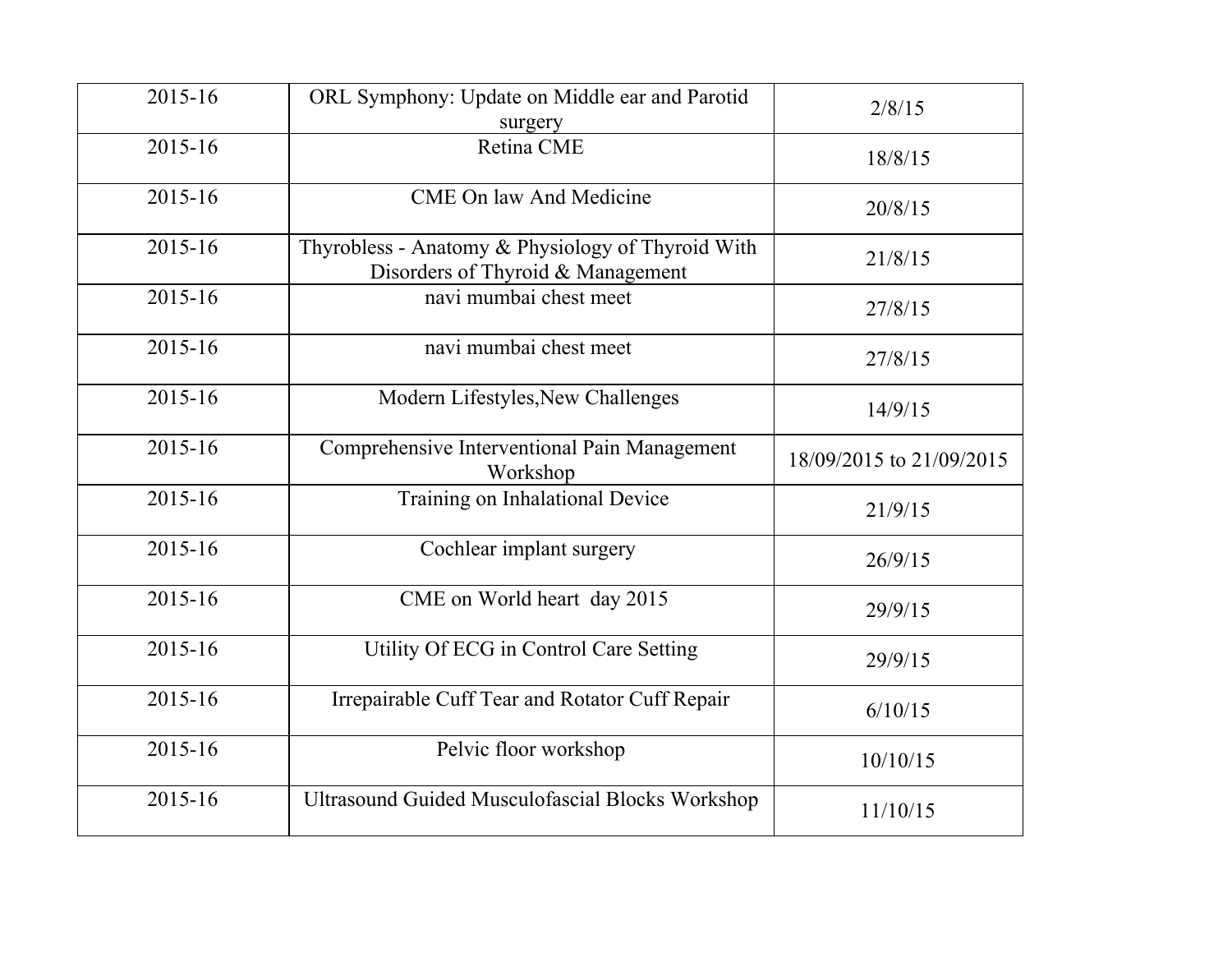| 2015-16 | ORL Symphony: Update on Middle ear and Parotid surgery | 2/8/15 |
|---|---|---|
| 2015-16 | Retina CME | 18/8/15 |
| 2015-16 | CME On law And Medicine | 20/8/15 |
| 2015-16 | Thyrobless - Anatomy & Physiology of Thyroid With Disorders of Thyroid & Management | 21/8/15 |
| 2015-16 | navi mumbai chest meet | 27/8/15 |
| 2015-16 | navi mumbai chest meet | 27/8/15 |
| 2015-16 | Modern Lifestyles,New Challenges | 14/9/15 |
| 2015-16 | Comprehensive Interventional Pain Management Workshop | 18/09/2015 to 21/09/2015 |
| 2015-16 | Training on Inhalational Device | 21/9/15 |
| 2015-16 | Cochlear implant surgery | 26/9/15 |
| 2015-16 | CME on World heart day 2015 | 29/9/15 |
| 2015-16 | Utility Of ECG in Control Care Setting | 29/9/15 |
| 2015-16 | Irrepairable Cuff Tear and Rotator Cuff Repair | 6/10/15 |
| 2015-16 | Pelvic floor workshop | 10/10/15 |
| 2015-16 | Ultrasound Guided Musculofascial Blocks Workshop | 11/10/15 |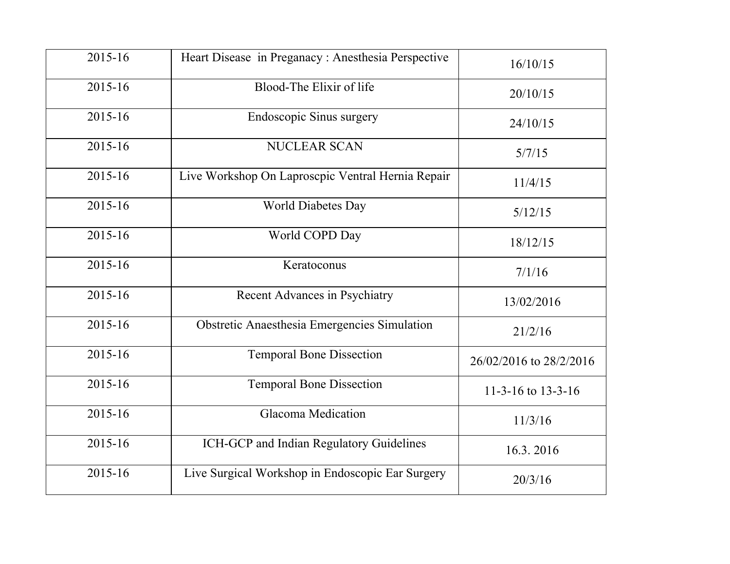| 2015-16 | Heart Disease in Preganacy : Anesthesia Perspective | 16/10/15 |
|---|---|---|
| 2015-16 | Blood-The Elixir of life | 20/10/15 |
| 2015-16 | Endoscopic Sinus surgery | 24/10/15 |
| 2015-16 | NUCLEAR SCAN | 5/7/15 |
| 2015-16 | Live Workshop On Laproscpic Ventral Hernia Repair | 11/4/15 |
| 2015-16 | World Diabetes Day | 5/12/15 |
| 2015-16 | World COPD Day | 18/12/15 |
| 2015-16 | Keratoconus | 7/1/16 |
| 2015-16 | Recent Advances in Psychiatry | 13/02/2016 |
| 2015-16 | Obstretic Anaesthesia Emergencies Simulation | 21/2/16 |
| 2015-16 | Temporal Bone Dissection | 26/02/2016 to 28/2/2016 |
| 2015-16 | Temporal Bone Dissection | 11-3-16 to 13-3-16 |
| 2015-16 | Glacoma Medication | 11/3/16 |
| 2015-16 | ICH-GCP and Indian Regulatory Guidelines | 16.3. 2016 |
| 2015-16 | Live Surgical Workshop in Endoscopic Ear Surgery | 20/3/16 |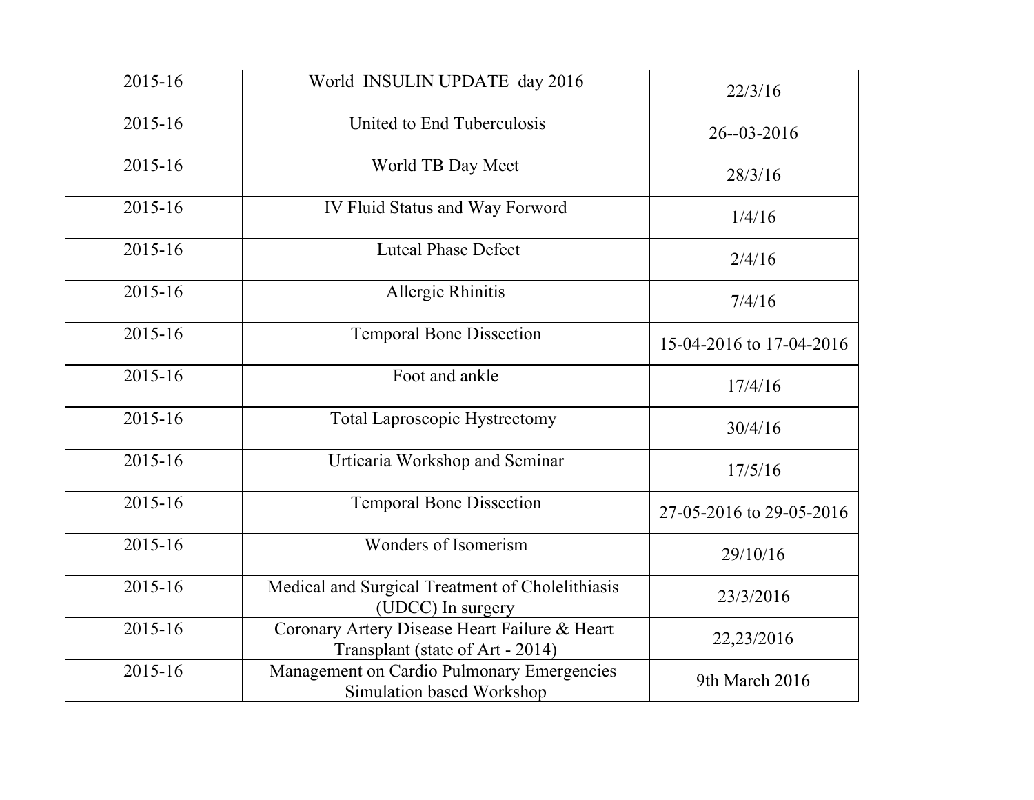| 2015-16 | World  INSULIN UPDATE  day 2016 | 22/3/16 |
|---|---|---|
| 2015-16 | United to End Tuberculosis | 26--03-2016 |
| 2015-16 | World TB Day Meet | 28/3/16 |
| 2015-16 | IV Fluid Status and Way Forword | 1/4/16 |
| 2015-16 | Luteal Phase Defect | 2/4/16 |
| 2015-16 | Allergic Rhinitis | 7/4/16 |
| 2015-16 | Temporal Bone Dissection | 15-04-2016 to 17-04-2016 |
| 2015-16 | Foot and ankle | 17/4/16 |
| 2015-16 | Total Laproscopic Hystrectomy | 30/4/16 |
| 2015-16 | Urticaria Workshop and Seminar | 17/5/16 |
| 2015-16 | Temporal Bone Dissection | 27-05-2016 to 29-05-2016 |
| 2015-16 | Wonders of Isomerism | 29/10/16 |
| 2015-16 | Medical and Surgical Treatment of Cholelithiasis (UDCC) In surgery | 23/3/2016 |
| 2015-16 | Coronary Artery Disease Heart Failure & Heart Transplant (state of Art - 2014) | 22,23/2016 |
| 2015-16 | Management on Cardio Pulmonary Emergencies Simulation based Workshop | 9th March 2016 |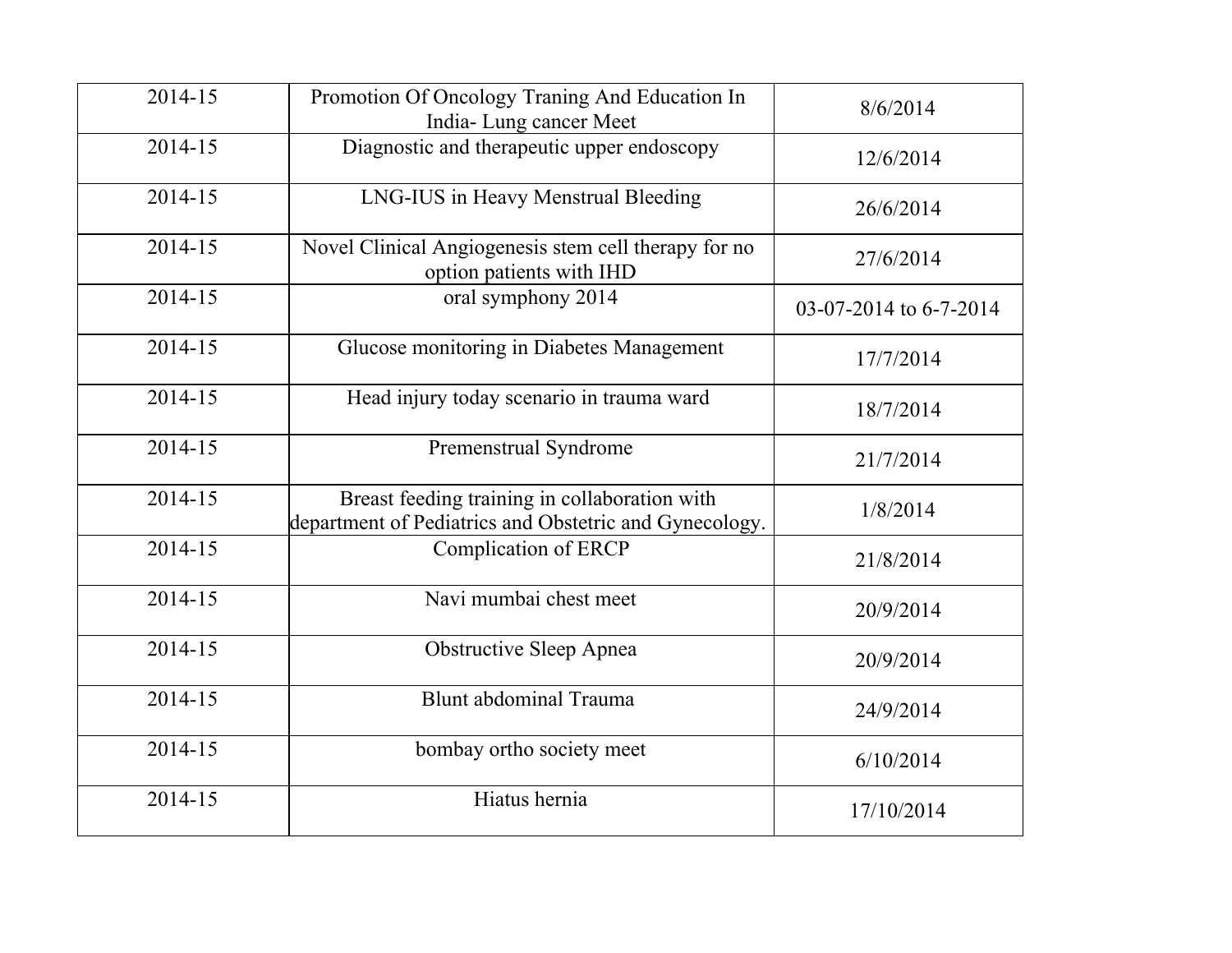| 2014-15 | Promotion Of Oncology Traning And Education In India- Lung cancer Meet | 8/6/2014 |
|---|---|---|
| 2014-15 | Diagnostic and therapeutic upper endoscopy | 12/6/2014 |
| 2014-15 | LNG-IUS in Heavy Menstrual Bleeding | 26/6/2014 |
| 2014-15 | Novel Clinical Angiogenesis stem cell therapy for no option patients with IHD | 27/6/2014 |
| 2014-15 | oral symphony 2014 | 03-07-2014 to 6-7-2014 |
| 2014-15 | Glucose monitoring in Diabetes Management | 17/7/2014 |
| 2014-15 | Head injury today scenario in trauma ward | 18/7/2014 |
| 2014-15 | Premenstrual Syndrome | 21/7/2014 |
| 2014-15 | Breast feeding training in collaboration with department of Pediatrics and Obstetric and Gynecology. | 1/8/2014 |
| 2014-15 | Complication of ERCP | 21/8/2014 |
| 2014-15 | Navi mumbai chest meet | 20/9/2014 |
| 2014-15 | Obstructive Sleep Apnea | 20/9/2014 |
| 2014-15 | Blunt abdominal Trauma | 24/9/2014 |
| 2014-15 | bombay ortho society meet | 6/10/2014 |
| 2014-15 | Hiatus hernia | 17/10/2014 |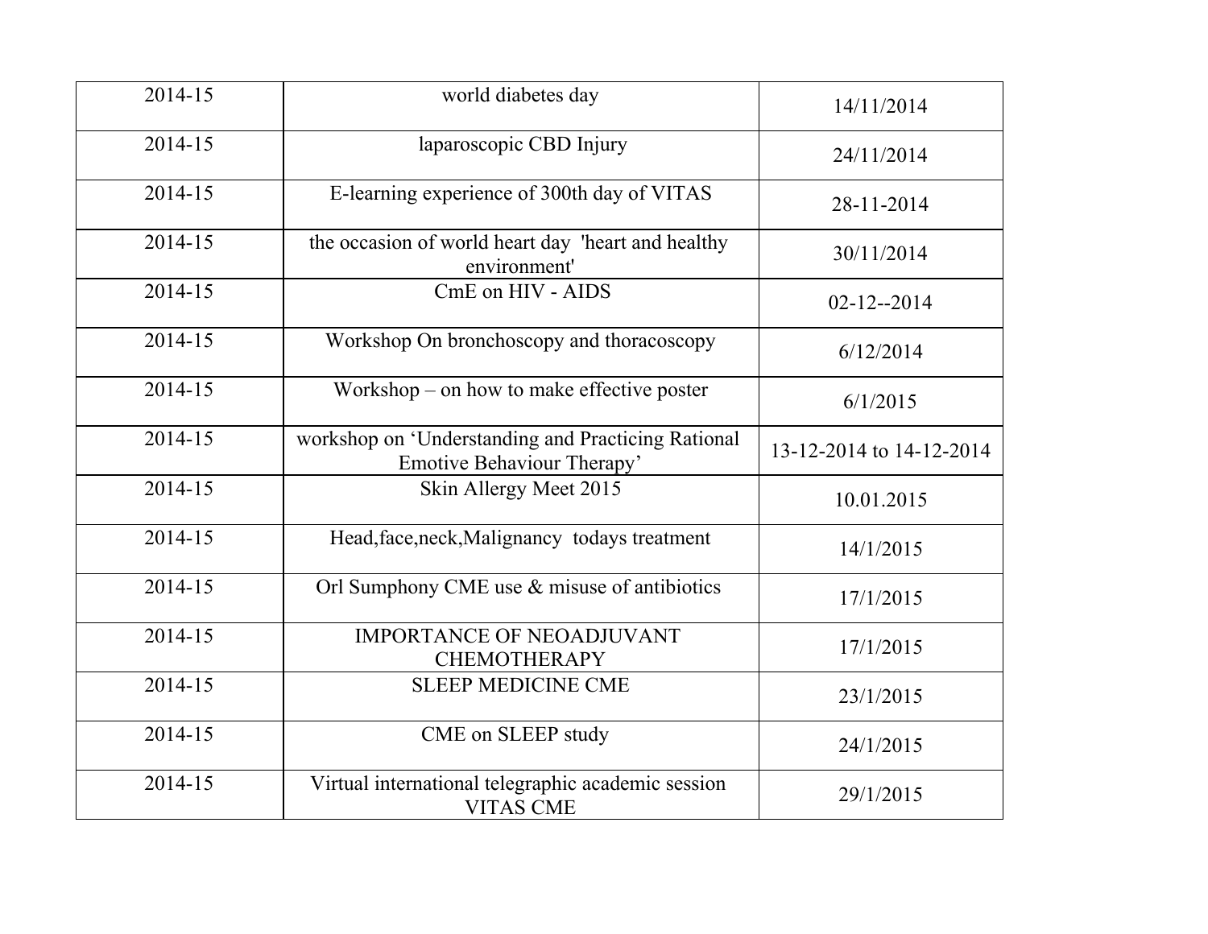| 2014-15 | world diabetes day | 14/11/2014 |
|---|---|---|
| 2014-15 | laparoscopic CBD Injury | 24/11/2014 |
| 2014-15 | E-learning experience of 300th day of VITAS | 28-11-2014 |
| 2014-15 | the occasion of world heart day 'heart and healthy environment' | 30/11/2014 |
| 2014-15 | CmE on HIV - AIDS | 02-12--2014 |
| 2014-15 | Workshop On bronchoscopy and thoracoscopy | 6/12/2014 |
| 2014-15 | Workshop – on how to make effective poster | 6/1/2015 |
| 2014-15 | workshop on 'Understanding and Practicing Rational Emotive Behaviour Therapy' | 13-12-2014 to 14-12-2014 |
| 2014-15 | Skin Allergy Meet 2015 | 10.01.2015 |
| 2014-15 | Head,face,neck,Malignancy todays treatment | 14/1/2015 |
| 2014-15 | Orl Sumphony CME use & misuse of antibiotics | 17/1/2015 |
| 2014-15 | IMPORTANCE OF NEOADJUVANT CHEMOTHERAPY | 17/1/2015 |
| 2014-15 | SLEEP MEDICINE CME | 23/1/2015 |
| 2014-15 | CME on SLEEP study | 24/1/2015 |
| 2014-15 | Virtual international telegraphic academic session VITAS CME | 29/1/2015 |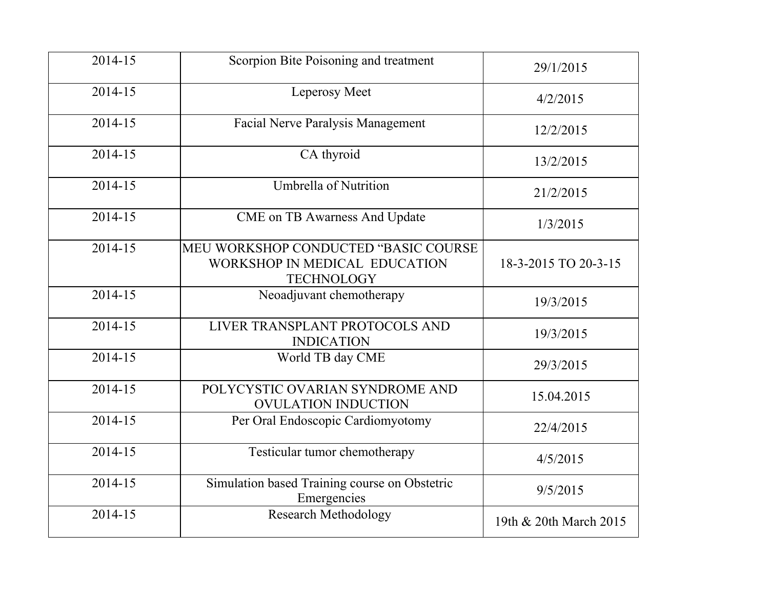| 2014-15 | Scorpion Bite Poisoning and treatment | 29/1/2015 |
|---|---|---|
| 2014-15 | Leperosy Meet | 4/2/2015 |
| 2014-15 | Facial Nerve Paralysis Management | 12/2/2015 |
| 2014-15 | CA thyroid | 13/2/2015 |
| 2014-15 | Umbrella of Nutrition | 21/2/2015 |
| 2014-15 | CME on TB Awarness And Update | 1/3/2015 |
| 2014-15 | MEU WORKSHOP CONDUCTED "BASIC COURSE WORKSHOP IN MEDICAL EDUCATION TECHNOLOGY | 18-3-2015 TO 20-3-15 |
| 2014-15 | Neoadjuvant chemotherapy | 19/3/2015 |
| 2014-15 | LIVER TRANSPLANT PROTOCOLS AND INDICATION | 19/3/2015 |
| 2014-15 | World TB day CME | 29/3/2015 |
| 2014-15 | POLYCYSTIC OVARIAN SYNDROME AND OVULATION INDUCTION | 15.04.2015 |
| 2014-15 | Per Oral Endoscopic Cardiomyotomy | 22/4/2015 |
| 2014-15 | Testicular tumor chemotherapy | 4/5/2015 |
| 2014-15 | Simulation based Training course on Obstetric Emergencies | 9/5/2015 |
| 2014-15 | Research Methodology | 19th & 20th March 2015 |